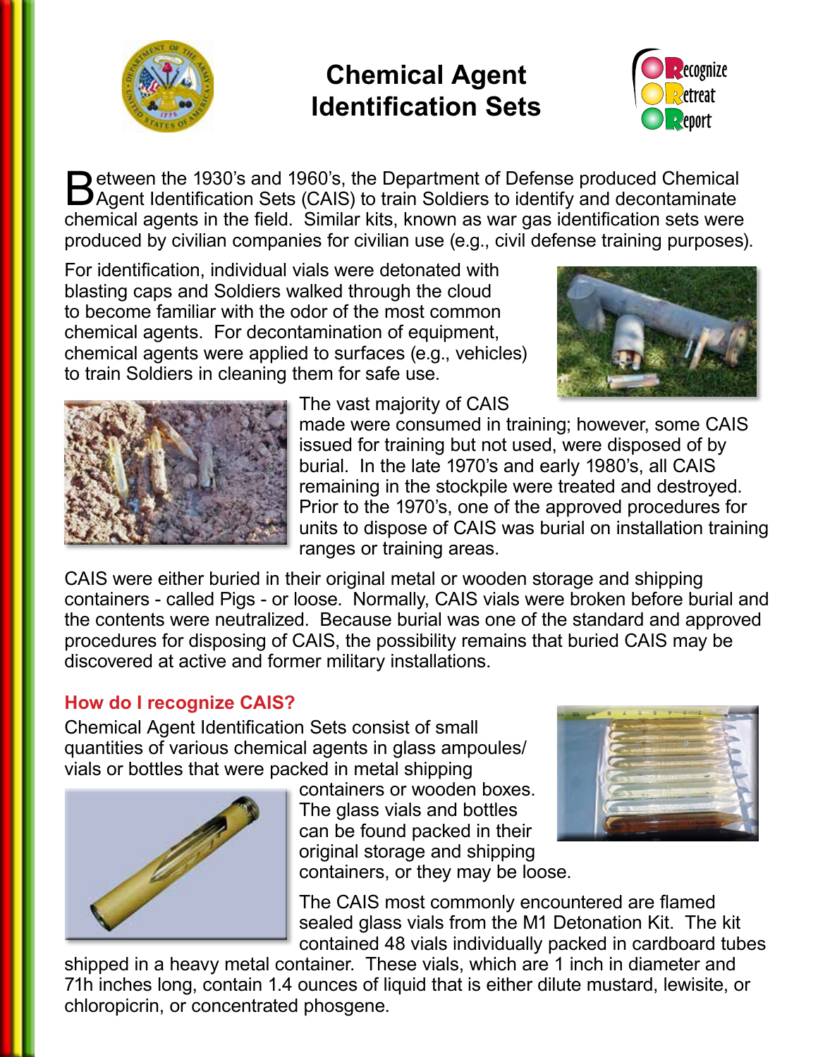# Chemical Agent Identification Sets

Recognize
Retreat
Report

Between the 1930's and 1960's, the Department of Defense produced Chemical Agent Identification Sets (CAIS) to train Soldiers to identify and decontaminate chemical agents in the field. Similar kits, known as war gas identification sets were produced by civilian companies for civilian use (e.g., civil defense training purposes).

For identification, individual vials were detonated with blasting caps and Soldiers walked through the cloud to become familiar with the odor of the most common chemical agents. For decontamination of equipment, chemical agents were applied to surfaces (e.g., vehicles) to train Soldiers in cleaning them for safe use.

The vast majority of CAIS made were consumed in training; however, some CAIS issued for training but not used, were disposed of by burial. In the late 1970's and early 1980's, all CAIS remaining in the stockpile were treated and destroyed. Prior to the 1970's, one of the approved procedures for units to dispose of CAIS was burial on installation training ranges or training areas.

CAIS were either buried in their original metal or wooden storage and shipping containers - called Pigs - or loose. Normally, CAIS vials were broken before burial and the contents were neutralized. Because burial was one of the standard and approved procedures for disposing of CAIS, the possibility remains that buried CAIS may be discovered at active and former military installations.

## How do I recognize CAIS?

Chemical Agent Identification Sets consist of small quantities of various chemical agents in glass ampoules/ vials or bottles that were packed in metal shipping containers or wooden boxes. The glass vials and bottles can be found packed in their original storage and shipping containers, or they may be loose.

The CAIS most commonly encountered are flamed sealed glass vials from the M1 Detonation Kit. The kit contained 48 vials individually packed in cardboard tubes shipped in a heavy metal container. These vials, which are 1 inch in diameter and 71h inches long, contain 1.4 ounces of liquid that is either dilute mustard, lewisite, or chloropicrin, or concentrated phosgene.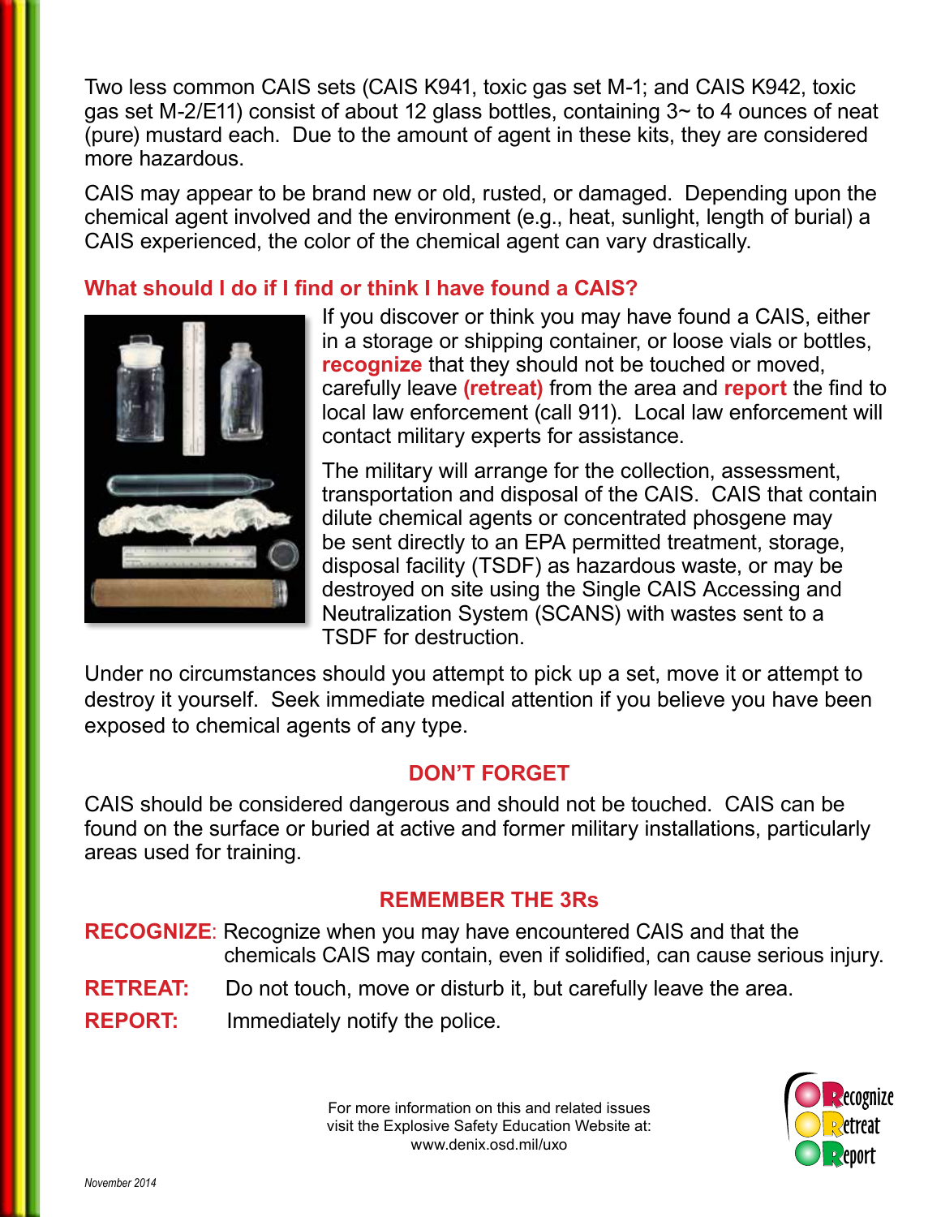Two less common CAIS sets (CAIS K941, toxic gas set M-1; and CAIS K942, toxic gas set M-2/E11) consist of about 12 glass bottles, containing 3~ to 4 ounces of neat (pure) mustard each. Due to the amount of agent in these kits, they are considered more hazardous.

CAIS may appear to be brand new or old, rusted, or damaged. Depending upon the chemical agent involved and the environment (e.g., heat, sunlight, length of burial) a CAIS experienced, the color of the chemical agent can vary drastically.

## What should I do if I find or think I have found a CAIS?

If you discover or think you may have found a CAIS, either in a storage or shipping container, or loose vials or bottles, **recognize** that they should not be touched or moved, carefully leave **(retreat)** from the area and **report** the find to local law enforcement (call 911). Local law enforcement will contact military experts for assistance.

The military will arrange for the collection, assessment, transportation and disposal of the CAIS. CAIS that contain dilute chemical agents or concentrated phosgene may be sent directly to an EPA permitted treatment, storage, disposal facility (TSDF) as hazardous waste, or may be destroyed on site using the Single CAIS Accessing and Neutralization System (SCANS) with wastes sent to a TSDF for destruction.

Under no circumstances should you attempt to pick up a set, move it or attempt to destroy it yourself. Seek immediate medical attention if you believe you have been exposed to chemical agents of any type.

## DON'T FORGET

CAIS should be considered dangerous and should not be touched. CAIS can be found on the surface or buried at active and former military installations, particularly areas used for training.

## REMEMBER THE 3Rs

**RECOGNIZE**: Recognize when you may have encountered CAIS and that the chemicals CAIS may contain, even if solidified, can cause serious injury.

**RETREAT:** Do not touch, move or disturb it, but carefully leave the area.

**REPORT:** Immediately notify the police.

For more information on this and related issues visit the Explosive Safety Education Website at: www.denix.osd.mil/uxo

Recognize
Retreat
Report

*November 2014*